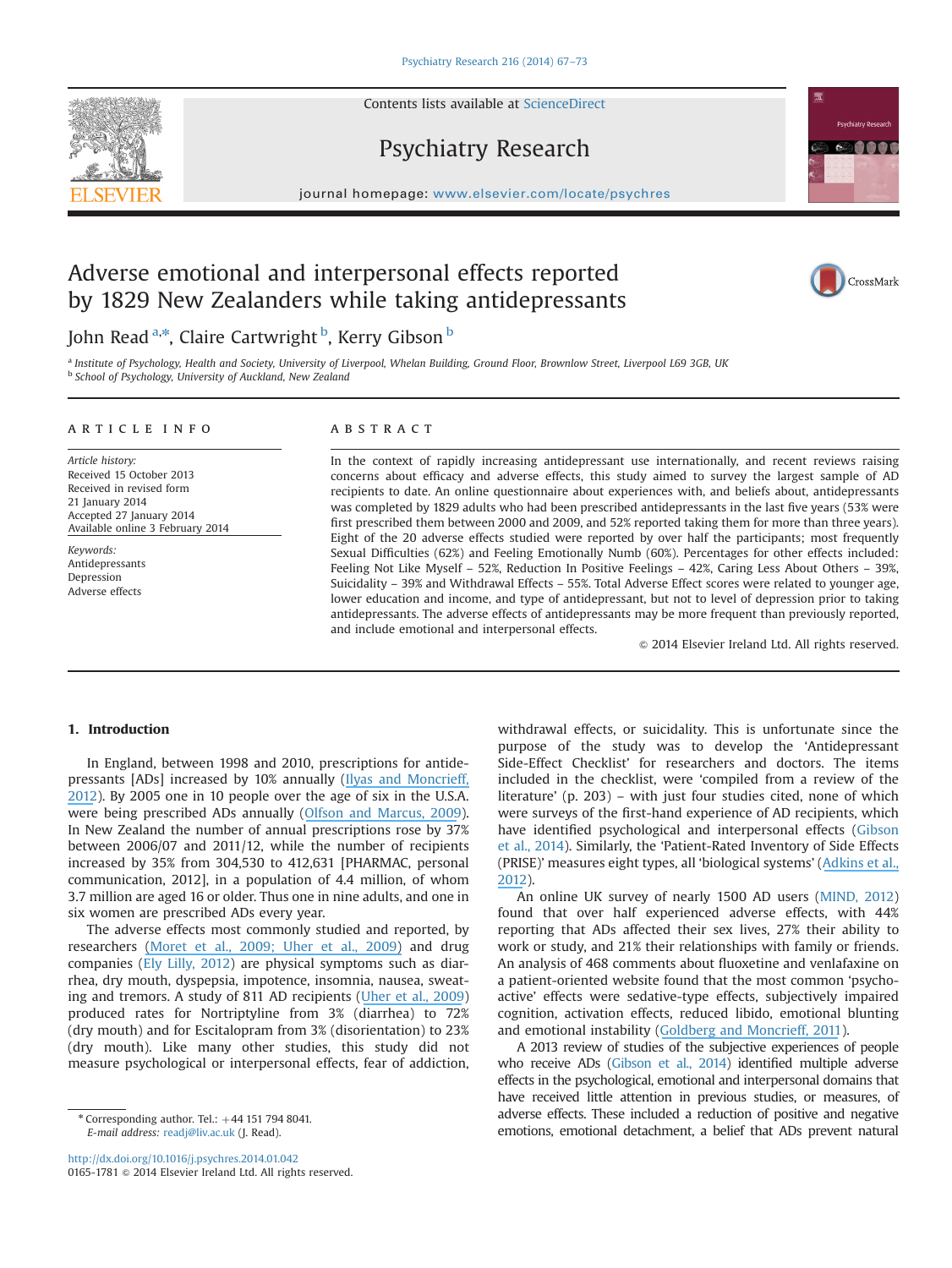# Adverse emotional and interpersonal effects reported by 1829 New Zealanders while taking antidepressants

John Read[a,*], Claire Cartwright[b], Kerry Gibson[b]

[a] Institute of Psychology, Health and Society, University of Liverpool, Whelan Building, Ground Floor, Brownlow Street, Liverpool L69 3GB, UK
[b] School of Psychology, University of Auckland, New Zealand

## ARTICLE INFO

*Article history:*
Received 15 October 2013
Received in revised form
21 January 2014
Accepted 27 January 2014
Available online 3 February 2014

*Keywords:*
Antidepressants
Depression
Adverse effects

## ABSTRACT

In the context of rapidly increasing antidepressant use internationally, and recent reviews raising concerns about efficacy and adverse effects, this study aimed to survey the largest sample of AD recipients to date. An online questionnaire about experiences with, and beliefs about, antidepressants was completed by 1829 adults who had been prescribed antidepressants in the last five years (53% were first prescribed them between 2000 and 2009, and 52% reported taking them for more than three years). Eight of the 20 adverse effects studied were reported by over half the participants; most frequently Sexual Difficulties (62%) and Feeling Emotionally Numb (60%). Percentages for other effects included: Feeling Not Like Myself – 52%, Reduction In Positive Feelings – 42%, Caring Less About Others – 39%, Suicidality – 39% and Withdrawal Effects – 55%. Total Adverse Effect scores were related to younger age, lower education and income, and type of antidepressant, but not to level of depression prior to taking antidepressants. The adverse effects of antidepressants may be more frequent than previously reported, and include emotional and interpersonal effects.

© 2014 Elsevier Ireland Ltd. All rights reserved.

## 1. Introduction

In England, between 1998 and 2010, prescriptions for antidepressants [ADs] increased by 10% annually (Ilyas and Moncrieff, 2012). By 2005 one in 10 people over the age of six in the U.S.A. were being prescribed ADs annually (Olfson and Marcus, 2009). In New Zealand the number of annual prescriptions rose by 37% between 2006/07 and 2011/12, while the number of recipients increased by 35% from 304,530 to 412,631 [PHARMAC, personal communication, 2012], in a population of 4.4 million, of whom 3.7 million are aged 16 or older. Thus one in nine adults, and one in six women are prescribed ADs every year.

The adverse effects most commonly studied and reported, by researchers (Moret et al., 2009; Uher et al., 2009) and drug companies (Ely Lilly, 2012) are physical symptoms such as diarrhea, dry mouth, dyspepsia, impotence, insomnia, nausea, sweating and tremors. A study of 811 AD recipients (Uher et al., 2009) produced rates for Nortriptyline from 3% (diarrhea) to 72% (dry mouth) and for Escitalopram from 3% (disorientation) to 23% (dry mouth). Like many other studies, this study did not measure psychological or interpersonal effects, fear of addiction, withdrawal effects, or suicidality. This is unfortunate since the purpose of the study was to develop the 'Antidepressant Side-Effect Checklist' for researchers and doctors. The items included in the checklist, were 'compiled from a review of the literature' (p. 203) – with just four studies cited, none of which were surveys of the first-hand experience of AD recipients, which have identified psychological and interpersonal effects (Gibson et al., 2014). Similarly, the 'Patient-Rated Inventory of Side Effects (PRISE)' measures eight types, all 'biological systems' (Adkins et al., 2012).

An online UK survey of nearly 1500 AD users (MIND, 2012) found that over half experienced adverse effects, with 44% reporting that ADs affected their sex lives, 27% their ability to work or study, and 21% their relationships with family or friends. An analysis of 468 comments about fluoxetine and venlafaxine on a patient-oriented website found that the most common 'psychoactive' effects were sedative-type effects, subjectively impaired cognition, activation effects, reduced libido, emotional blunting and emotional instability (Goldberg and Moncrieff, 2011).

A 2013 review of studies of the subjective experiences of people who receive ADs (Gibson et al., 2014) identified multiple adverse effects in the psychological, emotional and interpersonal domains that have received little attention in previous studies, or measures, of adverse effects. These included a reduction of positive and negative emotions, emotional detachment, a belief that ADs prevent natural

---

* Corresponding author. Tel.: +44 151 794 8041.
*E-mail address:* readj@liv.ac.uk (J. Read).

http://dx.doi.org/10.1016/j.psychres.2014.01.042
0165-1781 © 2014 Elsevier Ireland Ltd. All rights reserved.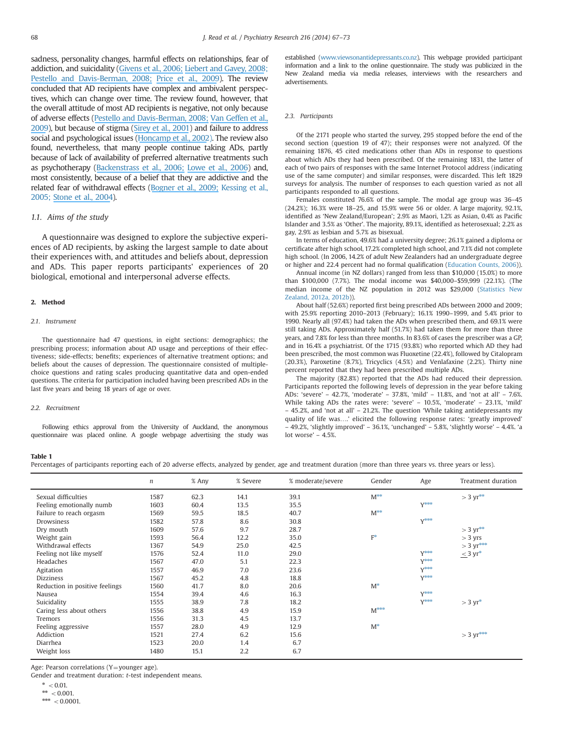sadness, personality changes, harmful effects on relationships, fear of addiction, and suicidality (Givens et al., 2006; Liebert and Gavey, 2008; Pestello and Davis-Berman, 2008; Price et al., 2009). The review concluded that AD recipients have complex and ambivalent perspectives, which can change over time. The review found, however, that the overall attitude of most AD recipients is negative, not only because of adverse effects (Pestello and Davis-Berman, 2008; Van Geffen et al., 2009), but because of stigma (Sirey et al., 2001) and failure to address social and psychological issues (Honcamp et al., 2002). The review also found, nevertheless, that many people continue taking ADs, partly because of lack of availability of preferred alternative treatments such as psychotherapy (Backenstrass et al., 2006; Lowe et al., 2006) and, most consistently, because of a belief that they are addictive and the related fear of withdrawal effects (Bogner et al., 2009; Kessing et al., 2005; Stone et al., 2004).

### 1.1. Aims of the study

A questionnaire was designed to explore the subjective experiences of AD recipients, by asking the largest sample to date about their experiences with, and attitudes and beliefs about, depression and ADs. This paper reports participants' experiences of 20 biological, emotional and interpersonal adverse effects.

## 2. Method

### 2.1. Instrument

The questionnaire had 47 questions, in eight sections: demographics; the prescribing process; information about AD usage and perceptions of their effectiveness; side-effects; benefits; experiences of alternative treatment options; and beliefs about the causes of depression. The questionnaire consisted of multiple-choice questions and rating scales producing quantitative data and open-ended questions. The criteria for participation included having been prescribed ADs in the last five years and being 18 years of age or over.

### 2.2. Recruitment

Following ethics approval from the University of Auckland, the anonymous questionnaire was placed online. A google webpage advertising the study was established (www.viewsonantidepressants.co.nz). This webpage provided participant information and a link to the online questionnaire. The study was publicized in the New Zealand media via media releases, interviews with the researchers and advertisements.

### 2.3. Participants

Of the 2171 people who started the survey, 295 stopped before the end of the second section (question 19 of 47); their responses were not analyzed. Of the remaining 1876, 45 cited medications other than ADs in response to questions about which ADs they had been prescribed. Of the remaining 1831, the latter of each of two pairs of responses with the same Internet Protocol address (indicating use of the same computer) and similar responses, were discarded. This left 1829 surveys for analysis. The number of responses to each question varied as not all participants responded to all questions.

Females constituted 76.6% of the sample. The modal age group was 36–45 (24.2%); 16.3% were 18–25, and 15.9% were 56 or older. A large majority, 92.1%, identified as 'New Zealand/European'; 2.9% as Maori, 1.2% as Asian, 0.4% as Pacific Islander and 3.5% as 'Other'. The majority, 89.1%, identified as heterosexual; 2.2% as gay, 2.9% as lesbian and 5.7% as bisexual.

In terms of education, 49.6% had a university degree; 26.1% gained a diploma or certificate after high school, 17.2% completed high school, and 7.1% did not complete high school. (In 2006, 14.2% of adult New Zealanders had an undergraduate degree or higher and 22.4 percent had no formal qualification (Education Counts, 2006)).

Annual income (in NZ dollars) ranged from less than $10,000 (15.0%) to more than $100,000 (7.7%). The modal income was $40,000–$59,999 (22.1%). (The median income of the NZ population in 2012 was $29,000 (Statistics New Zealand, 2012a, 2012b)).

About half (52.6%) reported first being prescribed ADs between 2000 and 2009; with 25.9% reporting 2010–2013 (February); 16.1% 1990–1999, and 5.4% prior to 1990. Nearly all (97.4%) had taken the ADs when prescribed them, and 69.1% were still taking ADs. Approximately half (51.7%) had taken them for more than three years, and 7.8% for less than three months. In 83.6% of cases the prescriber was a GP, and in 16.4% a psychiatrist. Of the 1715 (93.8%) who reported which AD they had been prescribed, the most common was Fluoxetine (22.4%), followed by Citalopram (20.3%), Paroxetine (8.7%), Tricyclics (4.5%) and Venlafaxine (2.2%). Thirty nine percent reported that they had been prescribed multiple ADs.

The majority (82.8%) reported that the ADs had reduced their depression. Participants reported the following levels of depression in the year before taking ADs: 'severe' – 42.7%, 'moderate' – 37.8%, 'mild' – 11.8%, and 'not at all' – 7.6%. While taking ADs the rates were: 'severe' – 10.5%, 'moderate' – 23.1%, 'mild' – 45.2%, and 'not at all' – 21.2%. The question 'While taking antidepressants my quality of life was….' elicited the following response rates: 'greatly improved' – 49.2%, 'slightly improved' – 36.1%, 'unchanged' – 5.8%, 'slightly worse' – 4.4%. 'a lot worse' – 4.5%.

**Table 1**
Percentages of participants reporting each of 20 adverse effects, analyzed by gender, age and treatment duration (more than three years vs. three years or less).

| | n | % Any | % Severe | % moderate/severe | Gender | Age | Treatment duration |
|---|---|---|---|---|---|---|---|
| Sexual difficulties | 1587 | 62.3 | 14.1 | 39.1 | M** | | > 3 yr** |
| Feeling emotionally numb | 1603 | 60.4 | 13.5 | 35.5 | | Y*** | |
| Failure to reach orgasm | 1569 | 59.5 | 18.5 | 40.7 | M** | | |
| Drowsiness | 1582 | 57.8 | 8.6 | 30.8 | | Y*** | |
| Dry mouth | 1609 | 57.6 | 9.7 | 28.7 | | | > 3 yr** |
| Weight gain | 1593 | 56.4 | 12.2 | 35.0 | F* | | > 3 yrs |
| Withdrawal effects | 1367 | 54.9 | 25.0 | 42.5 | | | > 3 yr*** |
| Feeling not like myself | 1576 | 52.4 | 11.0 | 29.0 | | Y*** | ≤ 3 yr* |
| Headaches | 1567 | 47.0 | 5.1 | 22.3 | | Y*** | |
| Agitation | 1557 | 46.9 | 7.0 | 23.6 | | Y*** | |
| Dizziness | 1567 | 45.2 | 4.8 | 18.8 | | Y*** | |
| Reduction in positive feelings | 1560 | 41.7 | 8.0 | 20.6 | M* | | |
| Nausea | 1554 | 39.4 | 4.6 | 16.3 | | Y*** | |
| Suicidality | 1555 | 38.9 | 7.8 | 18.2 | | Y*** | > 3 yr* |
| Caring less about others | 1556 | 38.8 | 4.9 | 15.9 | M*** | | |
| Tremors | 1556 | 31.3 | 4.5 | 13.7 | | | |
| Feeling aggressive | 1557 | 28.0 | 4.9 | 12.9 | M* | | |
| Addiction | 1521 | 27.4 | 6.2 | 15.6 | | | > 3 yr*** |
| Diarrhea | 1523 | 20.0 | 1.4 | 6.7 | | | |
| Weight loss | 1480 | 15.1 | 2.2 | 6.7 | | | |

Age: Pearson correlations (Y = younger age).
Gender and treatment duration: t-test independent means.

\* $< 0.01$.
\** $< 0.001$.
\*** $< 0.0001$.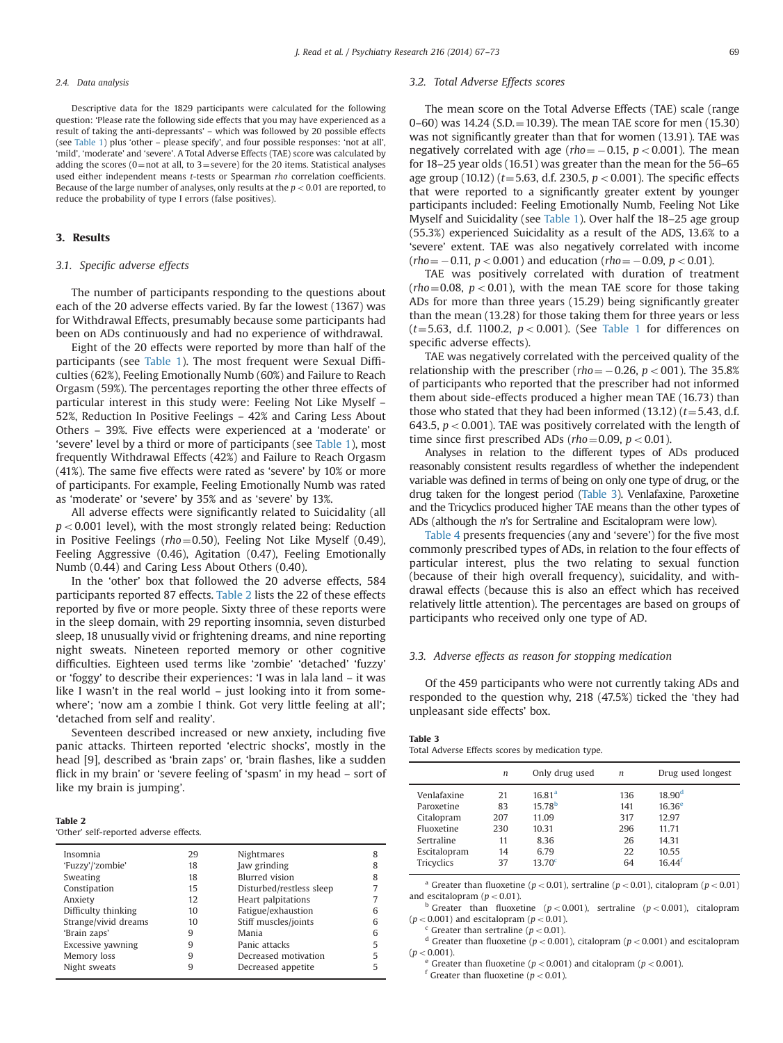#### 2.4. Data analysis

Descriptive data for the 1829 participants were calculated for the following question: 'Please rate the following side effects that you may have experienced as a result of taking the anti-depressants' – which was followed by 20 possible effects (see Table 1) plus 'other – please specify', and four possible responses: 'not at all', 'mild', 'moderate' and 'severe'. A Total Adverse Effects (TAE) score was calculated by adding the scores (0 = not at all, to 3 = severe) for the 20 items. Statistical analyses used either independent means *t*-tests or Spearman *rho* correlation coefficients. Because of the large number of analyses, only results at the $p < 0.01$ are reported, to reduce the probability of type I errors (false positives).

## 3. Results

### 3.1. Specific adverse effects

The number of participants responding to the questions about each of the 20 adverse effects varied. By far the lowest (1367) was for Withdrawal Effects, presumably because some participants had been on ADs continuously and had no experience of withdrawal.

Eight of the 20 effects were reported by more than half of the participants (see Table 1). The most frequent were Sexual Difficulties (62%), Feeling Emotionally Numb (60%) and Failure to Reach Orgasm (59%). The percentages reporting the other three effects of particular interest in this study were: Feeling Not Like Myself – 52%, Reduction In Positive Feelings – 42% and Caring Less About Others – 39%. Five effects were experienced at a 'moderate' or 'severe' level by a third or more of participants (see Table 1), most frequently Withdrawal Effects (42%) and Failure to Reach Orgasm (41%). The same five effects were rated as 'severe' by 10% or more of participants. For example, Feeling Emotionally Numb was rated as 'moderate' or 'severe' by 35% and as 'severe' by 13%.

All adverse effects were significantly related to Suicidality (all $p < 0.001$ level), with the most strongly related being: Reduction in Positive Feelings ($rho = 0.50$), Feeling Not Like Myself (0.49), Feeling Aggressive (0.46), Agitation (0.47), Feeling Emotionally Numb (0.44) and Caring Less About Others (0.40).

In the 'other' box that followed the 20 adverse effects, 584 participants reported 87 effects. Table 2 lists the 22 of these effects reported by five or more people. Sixty three of these reports were in the sleep domain, with 29 reporting insomnia, seven disturbed sleep, 18 unusually vivid or frightening dreams, and nine reporting night sweats. Nineteen reported memory or other cognitive difficulties. Eighteen used terms like 'zombie' 'detached' 'fuzzy' or 'foggy' to describe their experiences: 'I was in lala land – it was like I wasn't in the real world – just looking into it from somewhere'; 'now am a zombie I think. Got very little feeling at all'; 'detached from self and reality'.

Seventeen described increased or new anxiety, including five panic attacks. Thirteen reported 'electric shocks', mostly in the head [9], described as 'brain zaps' or, 'brain flashes, like a sudden flick in my brain' or 'severe feeling of 'spasm' in my head – sort of like my brain is jumping'.

**Table 2**
'Other' self-reported adverse effects.

| | | | |
|---|---|---|---|
| Insomnia | 29 | Nightmares | 8 |
| 'Fuzzy'/'zombie' | 18 | Jaw grinding | 8 |
| Sweating | 18 | Blurred vision | 8 |
| Constipation | 15 | Disturbed/restless sleep | 7 |
| Anxiety | 12 | Heart palpitations | 7 |
| Difficulty thinking | 10 | Fatigue/exhaustion | 6 |
| Strange/vivid dreams | 10 | Stiff muscles/joints | 6 |
| 'Brain zaps' | 9 | Mania | 6 |
| Excessive yawning | 9 | Panic attacks | 5 |
| Memory loss | 9 | Decreased motivation | 5 |
| Night sweats | 9 | Decreased appetite | 5 |

### 3.2. Total Adverse Effects scores

The mean score on the Total Adverse Effects (TAE) scale (range 0–60) was 14.24 (S.D. = 10.39). The mean TAE score for men (15.30) was not significantly greater than that for women (13.91). TAE was negatively correlated with age ($rho = -0.15$, $p < 0.001$). The mean for 18–25 year olds (16.51) was greater than the mean for the 56–65 age group (10.12) ($t = 5.63$, d.f. 230.5, $p < 0.001$). The specific effects that were reported to a significantly greater extent by younger participants included: Feeling Emotionally Numb, Feeling Not Like Myself and Suicidality (see Table 1). Over half the 18–25 age group (55.3%) experienced Suicidality as a result of the ADS, 13.6% to a 'severe' extent. TAE was also negatively correlated with income ($rho = -0.11$, $p < 0.001$) and education ($rho = -0.09$, $p < 0.01$).

TAE was positively correlated with duration of treatment ($rho = 0.08$, $p < 0.01$), with the mean TAE score for those taking ADs for more than three years (15.29) being significantly greater than the mean (13.28) for those taking them for three years or less ($t = 5.63$, d.f. 1100.2, $p < 0.001$). (See Table 1 for differences on specific adverse effects).

TAE was negatively correlated with the perceived quality of the relationship with the prescriber ($rho = -0.26$, $p < 001$). The 35.8% of participants who reported that the prescriber had not informed them about side-effects produced a higher mean TAE (16.73) than those who stated that they had been informed (13.12) ($t = 5.43$, d.f. 643.5, $p < 0.001$). TAE was positively correlated with the length of time since first prescribed ADs ($rho = 0.09$, $p < 0.01$).

Analyses in relation to the different types of ADs produced reasonably consistent results regardless of whether the independent variable was defined in terms of being on only one type of drug, or the drug taken for the longest period (Table 3). Venlafaxine, Paroxetine and the Tricyclics produced higher TAE means than the other types of ADs (although the *n*'s for Sertraline and Escitalopram were low).

Table 4 presents frequencies (any and 'severe') for the five most commonly prescribed types of ADs, in relation to the four effects of particular interest, plus the two relating to sexual function (because of their high overall frequency), suicidality, and withdrawal effects (because this is also an effect which has received relatively little attention). The percentages are based on groups of participants who received only one type of AD.

### 3.3. Adverse effects as reason for stopping medication

Of the 459 participants who were not currently taking ADs and responded to the question why, 218 (47.5%) ticked the 'they had unpleasant side effects' box.

**Table 3**
Total Adverse Effects scores by medication type.

| | *n* | Only drug used | *n* | Drug used longest |
|---|---|---|---|---|
| Venlafaxine | 21 | 16.81[a] | 136 | 18.90[d] |
| Paroxetine | 83 | 15.78[b] | 141 | 16.36[e] |
| Citalopram | 207 | 11.09 | 317 | 12.97 |
| Fluoxetine | 230 | 10.31 | 296 | 11.71 |
| Sertraline | 11 | 8.36 | 26 | 14.31 |
| Escitalopram | 14 | 6.79 | 22 | 10.55 |
| Tricyclics | 37 | 13.70[c] | 64 | 16.44[f] |

[a] Greater than fluoxetine ($p < 0.01$), sertraline ($p < 0.01$), citalopram ($p < 0.01$) and escitalopram ($p < 0.01$).
[b] Greater than fluoxetine ($p < 0.001$), sertraline ($p < 0.001$), citalopram ($p < 0.001$) and escitalopram ($p < 0.01$).
[c] Greater than sertraline ($p < 0.01$).
[d] Greater than fluoxetine ($p < 0.001$), citalopram ($p < 0.001$) and escitalopram ($p < 0.001$).
[e] Greater than fluoxetine ($p < 0.001$) and citalopram ($p < 0.001$).
[f] Greater than fluoxetine ($p < 0.01$).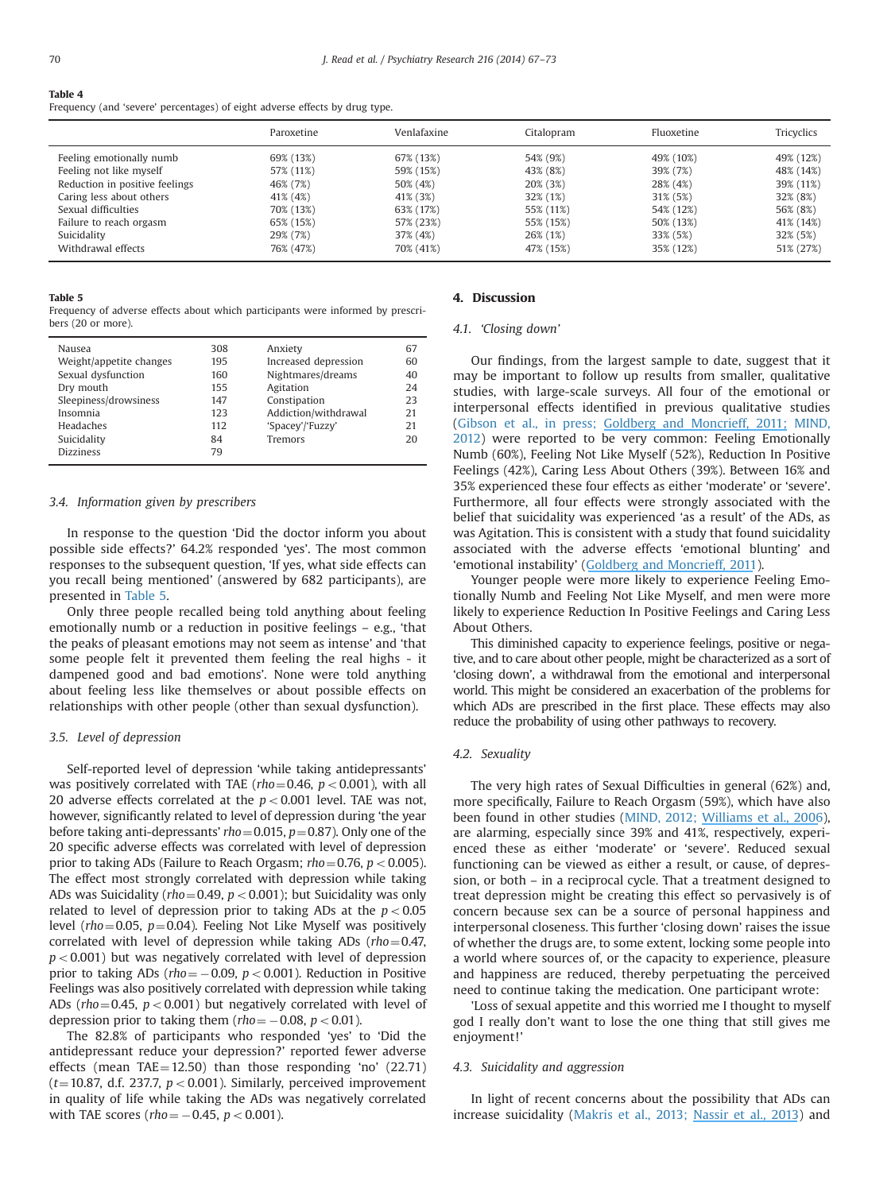**Table 4**
Frequency (and 'severe' percentages) of eight adverse effects by drug type.

| | Paroxetine | Venlafaxine | Citalopram | Fluoxetine | Tricyclics |
|---|---|---|---|---|---|
| Feeling emotionally numb | 69% (13%) | 67% (13%) | 54% (9%) | 49% (10%) | 49% (12%) |
| Feeling not like myself | 57% (11%) | 59% (15%) | 43% (8%) | 39% (7%) | 48% (14%) |
| Reduction in positive feelings | 46% (7%) | 50% (4%) | 20% (3%) | 28% (4%) | 39% (11%) |
| Caring less about others | 41% (4%) | 41% (3%) | 32% (1%) | 31% (5%) | 32% (8%) |
| Sexual difficulties | 70% (13%) | 63% (17%) | 55% (11%) | 54% (12%) | 56% (8%) |
| Failure to reach orgasm | 65% (15%) | 57% (23%) | 55% (15%) | 50% (13%) | 41% (14%) |
| Suicidality | 29% (7%) | 37% (4%) | 26% (1%) | 33% (5%) | 32% (5%) |
| Withdrawal effects | 76% (47%) | 70% (41%) | 47% (15%) | 35% (12%) | 51% (27%) |

**Table 5**
Frequency of adverse effects about which participants were informed by prescribers (20 or more).

| | | | |
|---|---|---|---|
| Nausea | 308 | Anxiety | 67 |
| Weight/appetite changes | 195 | Increased depression | 60 |
| Sexual dysfunction | 160 | Nightmares/dreams | 40 |
| Dry mouth | 155 | Agitation | 24 |
| Sleepiness/drowsiness | 147 | Constipation | 23 |
| Insomnia | 123 | Addiction/withdrawal | 21 |
| Headaches | 112 | 'Spacey'/'Fuzzy' | 21 |
| Suicidality | 84 | Tremors | 20 |
| Dizziness | 79 | | |

### 3.4. Information given by prescribers

In response to the question 'Did the doctor inform you about possible side effects?' 64.2% responded 'yes'. The most common responses to the subsequent question, 'If yes, what side effects can you recall being mentioned' (answered by 682 participants), are presented in Table 5.

Only three people recalled being told anything about feeling emotionally numb or a reduction in positive feelings – e.g., 'that the peaks of pleasant emotions may not seem as intense' and 'that some people felt it prevented them feeling the real highs - it dampened good and bad emotions'. None were told anything about feeling less like themselves or about possible effects on relationships with other people (other than sexual dysfunction).

### 3.5. Level of depression

Self-reported level of depression 'while taking antidepressants' was positively correlated with TAE ($rho = 0.46$, $p < 0.001$), with all 20 adverse effects correlated at the $p < 0.001$ level. TAE was not, however, significantly related to level of depression during 'the year before taking anti-depressants' $rho = 0.015$, $p = 0.87$). Only one of the 20 specific adverse effects was correlated with level of depression prior to taking ADs (Failure to Reach Orgasm; $rho = 0.76$, $p < 0.005$). The effect most strongly correlated with depression while taking ADs was Suicidality ($rho = 0.49$, $p < 0.001$); but Suicidality was only related to level of depression prior to taking ADs at the $p < 0.05$ level ($rho = 0.05$, $p = 0.04$). Feeling Not Like Myself was positively correlated with level of depression while taking ADs ($rho = 0.47$, $p < 0.001$) but was negatively correlated with level of depression prior to taking ADs ($rho = -0.09$, $p < 0.001$). Reduction in Positive Feelings was also positively correlated with depression while taking ADs ($rho = 0.45$, $p < 0.001$) but negatively correlated with level of depression prior to taking them ($rho = -0.08$, $p < 0.01$).

The 82.8% of participants who responded 'yes' to 'Did the antidepressant reduce your depression?' reported fewer adverse effects (mean TAE = 12.50) than those responding 'no' (22.71) ($t = 10.87$, d.f. 237.7, $p < 0.001$). Similarly, perceived improvement in quality of life while taking the ADs was negatively correlated with TAE scores ($rho = -0.45$, $p < 0.001$).

## 4. Discussion

### 4.1. 'Closing down'

Our findings, from the largest sample to date, suggest that it may be important to follow up results from smaller, qualitative studies, with large-scale surveys. All four of the emotional or interpersonal effects identified in previous qualitative studies (Gibson et al., in press; Goldberg and Moncrieff, 2011; MIND, 2012) were reported to be very common: Feeling Emotionally Numb (60%), Feeling Not Like Myself (52%), Reduction In Positive Feelings (42%), Caring Less About Others (39%). Between 16% and 35% experienced these four effects as either 'moderate' or 'severe'. Furthermore, all four effects were strongly associated with the belief that suicidality was experienced 'as a result' of the ADs, as was Agitation. This is consistent with a study that found suicidality associated with the adverse effects 'emotional blunting' and 'emotional instability' (Goldberg and Moncrieff, 2011).

Younger people were more likely to experience Feeling Emotionally Numb and Feeling Not Like Myself, and men were more likely to experience Reduction In Positive Feelings and Caring Less About Others.

This diminished capacity to experience feelings, positive or negative, and to care about other people, might be characterized as a sort of 'closing down', a withdrawal from the emotional and interpersonal world. This might be considered an exacerbation of the problems for which ADs are prescribed in the first place. These effects may also reduce the probability of using other pathways to recovery.

### 4.2. Sexuality

The very high rates of Sexual Difficulties in general (62%) and, more specifically, Failure to Reach Orgasm (59%), which have also been found in other studies (MIND, 2012; Williams et al., 2006), are alarming, especially since 39% and 41%, respectively, experienced these as either 'moderate' or 'severe'. Reduced sexual functioning can be viewed as either a result, or cause, of depression, or both – in a reciprocal cycle. That a treatment designed to treat depression might be creating this effect so pervasively is of concern because sex can be a source of personal happiness and interpersonal closeness. This further 'closing down' raises the issue of whether the drugs are, to some extent, locking some people into a world where sources of, or the capacity to experience, pleasure and happiness are reduced, thereby perpetuating the perceived need to continue taking the medication. One participant wrote:

'Loss of sexual appetite and this worried me I thought to myself god I really don't want to lose the one thing that still gives me enjoyment!'

### 4.3. Suicidality and aggression

In light of recent concerns about the possibility that ADs can increase suicidality (Makris et al., 2013; Nassir et al., 2013) and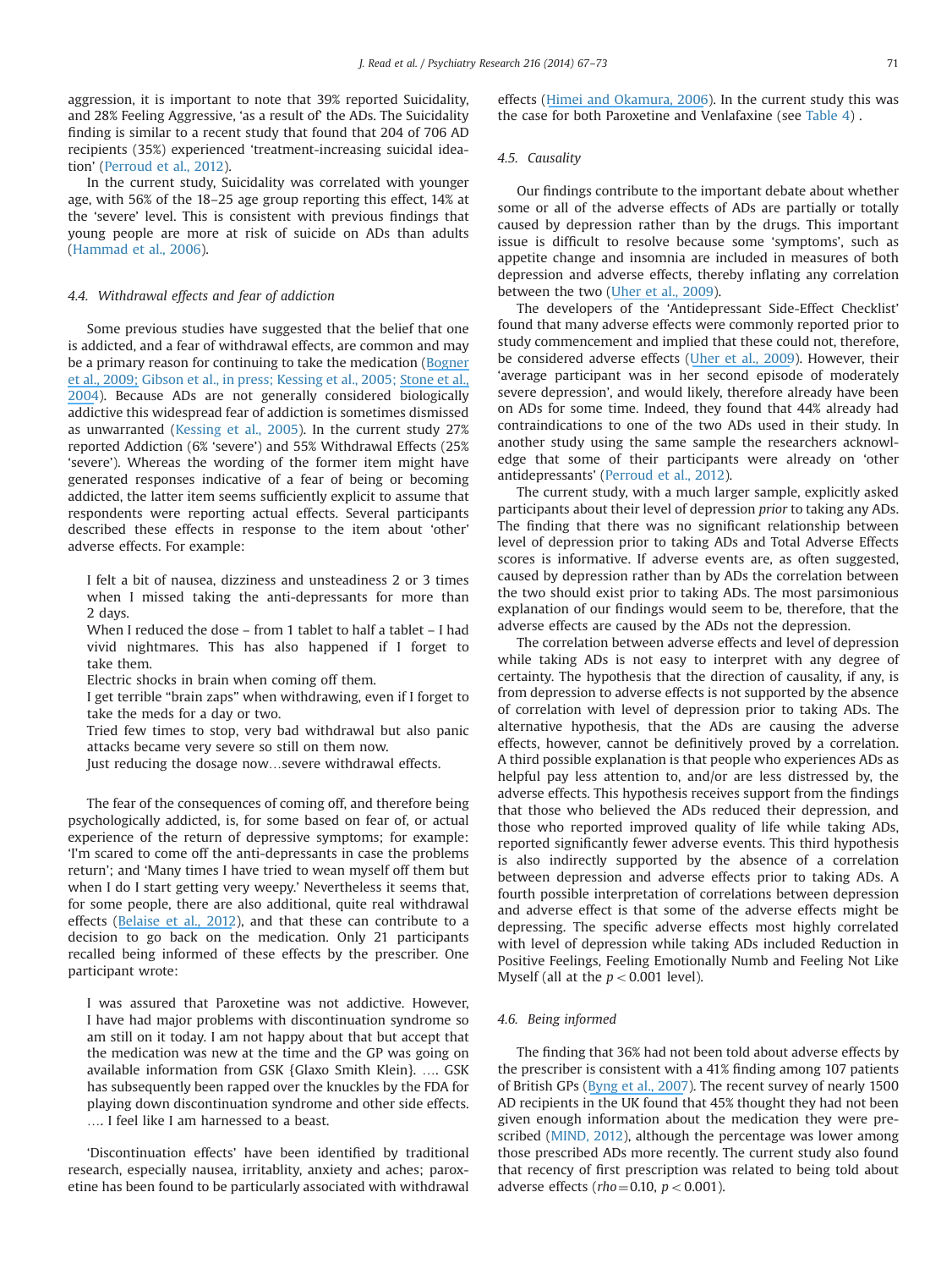aggression, it is important to note that 39% reported Suicidality, and 28% Feeling Aggressive, 'as a result of' the ADs. The Suicidality finding is similar to a recent study that found that 204 of 706 AD recipients (35%) experienced 'treatment-increasing suicidal ideation' (Perroud et al., 2012).

In the current study, Suicidality was correlated with younger age, with 56% of the 18–25 age group reporting this effect, 14% at the 'severe' level. This is consistent with previous findings that young people are more at risk of suicide on ADs than adults (Hammad et al., 2006).

### 4.4. Withdrawal effects and fear of addiction

Some previous studies have suggested that the belief that one is addicted, and a fear of withdrawal effects, are common and may be a primary reason for continuing to take the medication (Bogner et al., 2009; Gibson et al., in press; Kessing et al., 2005; Stone et al., 2004). Because ADs are not generally considered biologically addictive this widespread fear of addiction is sometimes dismissed as unwarranted (Kessing et al., 2005). In the current study 27% reported Addiction (6% 'severe') and 55% Withdrawal Effects (25% 'severe'). Whereas the wording of the former item might have generated responses indicative of a fear of being or becoming addicted, the latter item seems sufficiently explicit to assume that respondents were reporting actual effects. Several participants described these effects in response to the item about 'other' adverse effects. For example:

> I felt a bit of nausea, dizziness and unsteadiness 2 or 3 times when I missed taking the anti-depressants for more than 2 days.
> When I reduced the dose – from 1 tablet to half a tablet – I had vivid nightmares. This has also happened if I forget to take them.
> Electric shocks in brain when coming off them.
> I get terrible "brain zaps" when withdrawing, even if I forget to take the meds for a day or two.
> Tried few times to stop, very bad withdrawal but also panic attacks became very severe so still on them now.
> Just reducing the dosage now…severe withdrawal effects.

The fear of the consequences of coming off, and therefore being psychologically addicted, is, for some based on fear of, or actual experience of the return of depressive symptoms; for example: 'I'm scared to come off the anti-depressants in case the problems return'; and 'Many times I have tried to wean myself off them but when I do I start getting very weepy.' Nevertheless it seems that, for some people, there are also additional, quite real withdrawal effects (Belaise et al., 2012), and that these can contribute to a decision to go back on the medication. Only 21 participants recalled being informed of these effects by the prescriber. One participant wrote:

> I was assured that Paroxetine was not addictive. However, I have had major problems with discontinuation syndrome so am still on it today. I am not happy about that but accept that the medication was new at the time and the GP was going on available information from GSK {Glaxo Smith Klein}. …. GSK has subsequently been rapped over the knuckles by the FDA for playing down discontinuation syndrome and other side effects. …. I feel like I am harnessed to a beast.

'Discontinuation effects' have been identified by traditional research, especially nausea, irritablity, anxiety and aches; paroxetine has been found to be particularly associated with withdrawal effects (Himei and Okamura, 2006). In the current study this was the case for both Paroxetine and Venlafaxine (see Table 4).

### 4.5. Causality

Our findings contribute to the important debate about whether some or all of the adverse effects of ADs are partially or totally caused by depression rather than by the drugs. This important issue is difficult to resolve because some 'symptoms', such as appetite change and insomnia are included in measures of both depression and adverse effects, thereby inflating any correlation between the two (Uher et al., 2009).

The developers of the 'Antidepressant Side-Effect Checklist' found that many adverse effects were commonly reported prior to study commencement and implied that these could not, therefore, be considered adverse effects (Uher et al., 2009). However, their 'average participant was in her second episode of moderately severe depression', and would likely, therefore already have been on ADs for some time. Indeed, they found that 44% already had contraindications to one of the two ADs used in their study. In another study using the same sample the researchers acknowledge that some of their participants were already on 'other antidepressants' (Perroud et al., 2012).

The current study, with a much larger sample, explicitly asked participants about their level of depression *prior* to taking any ADs. The finding that there was no significant relationship between level of depression prior to taking ADs and Total Adverse Effects scores is informative. If adverse events are, as often suggested, caused by depression rather than by ADs the correlation between the two should exist prior to taking ADs. The most parsimonious explanation of our findings would seem to be, therefore, that the adverse effects are caused by the ADs not the depression.

The correlation between adverse effects and level of depression while taking ADs is not easy to interpret with any degree of certainty. The hypothesis that the direction of causality, if any, is from depression to adverse effects is not supported by the absence of correlation with level of depression prior to taking ADs. The alternative hypothesis, that the ADs are causing the adverse effects, however, cannot be definitively proved by a correlation. A third possible explanation is that people who experiences ADs as helpful pay less attention to, and/or are less distressed by, the adverse effects. This hypothesis receives support from the findings that those who believed the ADs reduced their depression, and those who reported improved quality of life while taking ADs, reported significantly fewer adverse events. This third hypothesis is also indirectly supported by the absence of a correlation between depression and adverse effects prior to taking ADs. A fourth possible interpretation of correlations between depression and adverse effect is that some of the adverse effects might be depressing. The specific adverse effects most highly correlated with level of depression while taking ADs included Reduction in Positive Feelings, Feeling Emotionally Numb and Feeling Not Like Myself (all at the $p < 0.001$ level).

### 4.6. Being informed

The finding that 36% had not been told about adverse effects by the prescriber is consistent with a 41% finding among 107 patients of British GPs (Byng et al., 2007). The recent survey of nearly 1500 AD recipients in the UK found that 45% thought they had not been given enough information about the medication they were prescribed (MIND, 2012), although the percentage was lower among those prescribed ADs more recently. The current study also found that recency of first prescription was related to being told about adverse effects ($rho = 0.10$, $p < 0.001$).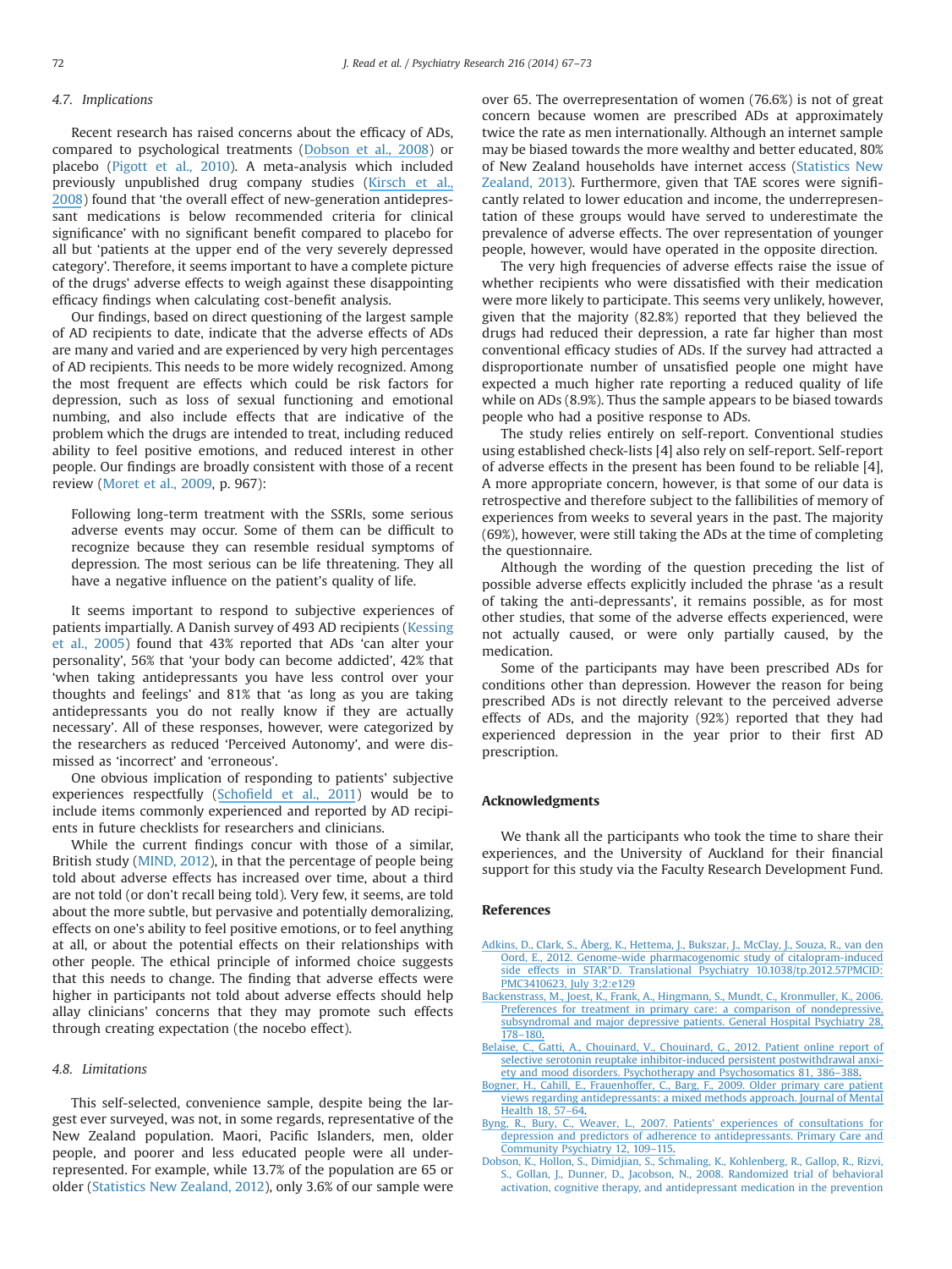### 4.7. Implications

Recent research has raised concerns about the efficacy of ADs, compared to psychological treatments (Dobson et al., 2008) or placebo (Pigott et al., 2010). A meta-analysis which included previously unpublished drug company studies (Kirsch et al., 2008) found that 'the overall effect of new-generation antidepressant medications is below recommended criteria for clinical significance' with no significant benefit compared to placebo for all but 'patients at the upper end of the very severely depressed category'. Therefore, it seems important to have a complete picture of the drugs' adverse effects to weigh against these disappointing efficacy findings when calculating cost-benefit analysis.

Our findings, based on direct questioning of the largest sample of AD recipients to date, indicate that the adverse effects of ADs are many and varied and are experienced by very high percentages of AD recipients. This needs to be more widely recognized. Among the most frequent are effects which could be risk factors for depression, such as loss of sexual functioning and emotional numbing, and also include effects that are indicative of the problem which the drugs are intended to treat, including reduced ability to feel positive emotions, and reduced interest in other people. Our findings are broadly consistent with those of a recent review (Moret et al., 2009, p. 967):

> Following long-term treatment with the SSRIs, some serious adverse events may occur. Some of them can be difficult to recognize because they can resemble residual symptoms of depression. The most serious can be life threatening. They all have a negative influence on the patient's quality of life.

It seems important to respond to subjective experiences of patients impartially. A Danish survey of 493 AD recipients (Kessing et al., 2005) found that 43% reported that ADs 'can alter your personality', 56% that 'your body can become addicted', 42% that 'when taking antidepressants you have less control over your thoughts and feelings' and 81% that 'as long as you are taking antidepressants you do not really know if they are actually necessary'. All of these responses, however, were categorized by the researchers as reduced 'Perceived Autonomy', and were dismissed as 'incorrect' and 'erroneous'.

One obvious implication of responding to patients' subjective experiences respectfully (Schofield et al., 2011) would be to include items commonly experienced and reported by AD recipients in future checklists for researchers and clinicians.

While the current findings concur with those of a similar, British study (MIND, 2012), in that the percentage of people being told about adverse effects has increased over time, about a third are not told (or don't recall being told). Very few, it seems, are told about the more subtle, but pervasive and potentially demoralizing, effects on one's ability to feel positive emotions, or to feel anything at all, or about the potential effects on their relationships with other people. The ethical principle of informed choice suggests that this needs to change. The finding that adverse effects were higher in participants not told about adverse effects should help allay clinicians' concerns that they may promote such effects through creating expectation (the nocebo effect).

### 4.8. Limitations

This self-selected, convenience sample, despite being the largest ever surveyed, was not, in some regards, representative of the New Zealand population. Maori, Pacific Islanders, men, older people, and poorer and less educated people were all underrepresented. For example, while 13.7% of the population are 65 or older (Statistics New Zealand, 2012), only 3.6% of our sample were over 65. The overrepresentation of women (76.6%) is not of great concern because women are prescribed ADs at approximately twice the rate as men internationally. Although an internet sample may be biased towards the more wealthy and better educated, 80% of New Zealand households have internet access (Statistics New Zealand, 2013). Furthermore, given that TAE scores were significantly related to lower education and income, the underrepresentation of these groups would have served to underestimate the prevalence of adverse effects. The over representation of younger people, however, would have operated in the opposite direction.

The very high frequencies of adverse effects raise the issue of whether recipients who were dissatisfied with their medication were more likely to participate. This seems very unlikely, however, given that the majority (82.8%) reported that they believed the drugs had reduced their depression, a rate far higher than most conventional efficacy studies of ADs. If the survey had attracted a disproportionate number of unsatisfied people one might have expected a much higher rate reporting a reduced quality of life while on ADs (8.9%). Thus the sample appears to be biased towards people who had a positive response to ADs.

The study relies entirely on self-report. Conventional studies using established check-lists [4] also rely on self-report. Self-report of adverse effects in the present has been found to be reliable [4], A more appropriate concern, however, is that some of our data is retrospective and therefore subject to the fallibilities of memory of experiences from weeks to several years in the past. The majority (69%), however, were still taking the ADs at the time of completing the questionnaire.

Although the wording of the question preceding the list of possible adverse effects explicitly included the phrase 'as a result of taking the anti-depressants', it remains possible, as for most other studies, that some of the adverse effects experienced, were not actually caused, or were only partially caused, by the medication.

Some of the participants may have been prescribed ADs for conditions other than depression. However the reason for being prescribed ADs is not directly relevant to the perceived adverse effects of ADs, and the majority (92%) reported that they had experienced depression in the year prior to their first AD prescription.

## Acknowledgments

We thank all the participants who took the time to share their experiences, and the University of Auckland for their financial support for this study via the Faculty Research Development Fund.

## References

Adkins, D., Clark, S., Åberg, K., Hettema, J., Bukszar, J., McClay, J., Souza, R., van den Oord, E., 2012. Genome-wide pharmacogenomic study of citalopram-induced side effects in STAR*D. Translational Psychiatry 10.1038/tp.2012.57PMCID: PMC3410623, July 3;2:e129

Backenstrass, M., Joest, K., Frank, A., Hingmann, S., Mundt, C., Kronmuller, K., 2006. Preferences for treatment in primary care: a comparison of nondepressive, subsyndromal and major depressive patients. General Hospital Psychiatry 28, 178–180.

Belaise, C., Gatti, A., Chouinard, V., Chouinard, G., 2012. Patient online report of selective serotonin reuptake inhibitor-induced persistent postwithdrawal anxiety and mood disorders. Psychotherapy and Psychosomatics 81, 386–388.

Bogner, H., Cahill, E., Frauenhoffer, C., Barg, F., 2009. Older primary care patient views regarding antidepressants: a mixed methods approach. Journal of Mental Health 18, 57–64.

Byng, R., Bury, C., Weaver, L., 2007. Patients' experiences of consultations for depression and predictors of adherence to antidepressants. Primary Care and Community Psychiatry 12, 109–115.

Dobson, K., Hollon, S., Dimidjian, S., Schmaling, K., Kohlenberg, R., Gallop, R., Rizvi, S., Gollan, J., Dunner, D., Jacobson, N., 2008. Randomized trial of behavioral activation, cognitive therapy, and antidepressant medication in the prevention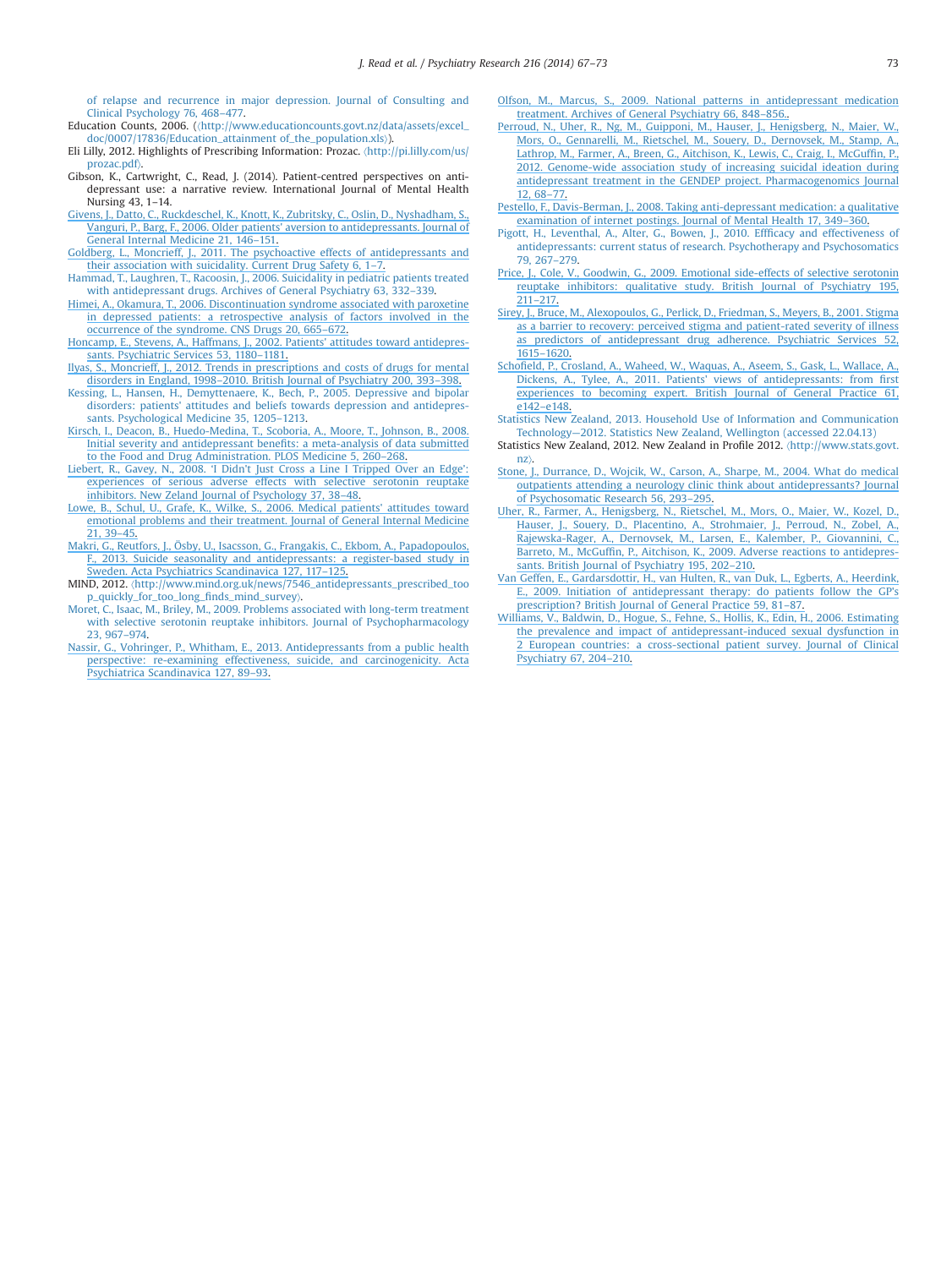of relapse and recurrence in major depression. Journal of Consulting and Clinical Psychology 76, 468–477.

Education Counts, 2006. (⟨http://www.educationcounts.govt.nz/data/assets/excel_doc/0007/17836/Education_attainment of_the_population.xls⟩).

Eli Lilly, 2012. Highlights of Prescribing Information: Prozac. ⟨http://pi.lilly.com/us/prozac.pdf⟩.

Gibson, K., Cartwright, C., Read, J. (2014). Patient-centred perspectives on antidepressant use: a narrative review. International Journal of Mental Health Nursing 43, 1–14.

Givens, J., Datto, C., Ruckdeschel, K., Knott, K., Zubritsky, C., Oslin, D., Nyshadham, S., Vanguri, P., Barg, F., 2006. Older patients' aversion to antidepressants. Journal of General Internal Medicine 21, 146–151.

Goldberg, L., Moncrieff, J., 2011. The psychoactive effects of antidepressants and their association with suicidality. Current Drug Safety 6, 1–7.

Hammad, T., Laughren, T., Racoosin, J., 2006. Suicidality in pediatric patients treated with antidepressant drugs. Archives of General Psychiatry 63, 332–339.

Himei, A., Okamura, T., 2006. Discontinuation syndrome associated with paroxetine in depressed patients: a retrospective analysis of factors involved in the occurrence of the syndrome. CNS Drugs 20, 665–672.

Honcamp, E., Stevens, A., Haffmans, J., 2002. Patients' attitudes toward antidepressants. Psychiatric Services 53, 1180–1181.

Ilyas, S., Moncrieff, J., 2012. Trends in prescriptions and costs of drugs for mental disorders in England, 1998–2010. British Journal of Psychiatry 200, 393–398.

Kessing, L., Hansen, H., Demyttenaere, K., Bech, P., 2005. Depressive and bipolar disorders: patients' attitudes and beliefs towards depression and antidepressants. Psychological Medicine 35, 1205–1213.

Kirsch, I., Deacon, B., Huedo-Medina, T., Scoboria, A., Moore, T., Johnson, B., 2008. Initial severity and antidepressant benefits: a meta-analysis of data submitted to the Food and Drug Administration. PLOS Medicine 5, 260–268.

Liebert, R., Gavey, N., 2008. 'I Didn't Just Cross a Line I Tripped Over an Edge': experiences of serious adverse effects with selective serotonin reuptake inhibitors. New Zeland Journal of Psychology 37, 38–48.

Lowe, B., Schul, U., Grafe, K., Wilke, S., 2006. Medical patients' attitudes toward emotional problems and their treatment. Journal of General Internal Medicine 21, 39–45.

Makri, G., Reutfors, J., Ösby, U., Isacsson, G., Frangakis, C., Ekbom, A., Papadopoulos, F., 2013. Suicide seasonality and antidepressants: a register-based study in Sweden. Acta Psychiatrics Scandinavica 127, 117–125.

MIND, 2012. ⟨http://www.mind.org.uk/news/7546_antidepressants_prescribed_too_p_quickly_for_too_long_finds_mind_survey⟩.

Moret, C., Isaac, M., Briley, M., 2009. Problems associated with long-term treatment with selective serotonin reuptake inhibitors. Journal of Psychopharmacology 23, 967–974.

Nassir, G., Vohringer, P., Whitham, E., 2013. Antidepressants from a public health perspective: re-examining effectiveness, suicide, and carcinogenicity. Acta Psychiatrica Scandinavica 127, 89–93.

Olfson, M., Marcus, S., 2009. National patterns in antidepressant medication treatment. Archives of General Psychiatry 66, 848–856.

Perroud, N., Uher, R., Ng, M., Guipponi, M., Hauser, J., Henigsberg, N., Maier, W., Mors, O., Gennarelli, M., Rietschel, M., Souery, D., Dernovsek, M., Stamp, A., Lathrop, M., Farmer, A., Breen, G., Aitchison, K., Lewis, C., Craig, I., McGuffin, P., 2012. Genome-wide association study of increasing suicidal ideation during antidepressant treatment in the GENDEP project. Pharmacogenomics Journal 12, 68–77.

Pestello, F., Davis-Berman, J., 2008. Taking anti-depressant medication: a qualitative examination of internet postings. Journal of Mental Health 17, 349–360.

Pigott, H., Leventhal, A., Alter, G., Bowen, J., 2010. Effficacy and effectiveness of antidepressants: current status of research. Psychotherapy and Psychosomatics 79, 267–279.

Price, J., Cole, V., Goodwin, G., 2009. Emotional side-effects of selective serotonin reuptake inhibitors: qualitative study. British Journal of Psychiatry 195, 211–217.

Sirey, J., Bruce, M., Alexopoulos, G., Perlick, D., Friedman, S., Meyers, B., 2001. Stigma as a barrier to recovery: perceived stigma and patient-rated severity of illness as predictors of antidepressant drug adherence. Psychiatric Services 52, 1615–1620.

Schofield, P., Crosland, A., Waheed, W., Waquas, A., Aseem, S., Gask, L., Wallace, A., Dickens, A., Tylee, A., 2011. Patients' views of antidepressants: from first experiences to becoming expert. British Journal of General Practice 61, e142–e148.

Statistics New Zealand, 2013. Household Use of Information and Communication Technology—2012. Statistics New Zealand, Wellington (accessed 22.04.13)

Statistics New Zealand, 2012. New Zealand in Profile 2012. ⟨http://www.stats.govt.nz⟩.

Stone, J., Durrance, D., Wojcik, W., Carson, A., Sharpe, M., 2004. What do medical outpatients attending a neurology clinic think about antidepressants? Journal of Psychosomatic Research 56, 293–295.

Uher, R., Farmer, A., Henigsberg, N., Rietschel, M., Mors, O., Maier, W., Kozel, D., Hauser, J., Souery, D., Placentino, A., Strohmaier, J., Perroud, N., Zobel, A., Rajewska-Rager, A., Dernovsek, M., Larsen, E., Kalember, P., Giovannini, C., Barreto, M., McGuffin, P., Aitchison, K., 2009. Adverse reactions to antidepressants. British Journal of Psychiatry 195, 202–210.

Van Geffen, E., Gardarsdottir, H., van Hulten, R., van Duk, L., Egberts, A., Heerdink, E., 2009. Initiation of antidepressant therapy: do patients follow the GP's prescription? British Journal of General Practice 59, 81–87.

Williams, V., Baldwin, D., Hogue, S., Fehne, S., Hollis, K., Edin, H., 2006. Estimating the prevalence and impact of antidepressant-induced sexual dysfunction in 2 European countries: a cross-sectional patient survey. Journal of Clinical Psychiatry 67, 204–210.